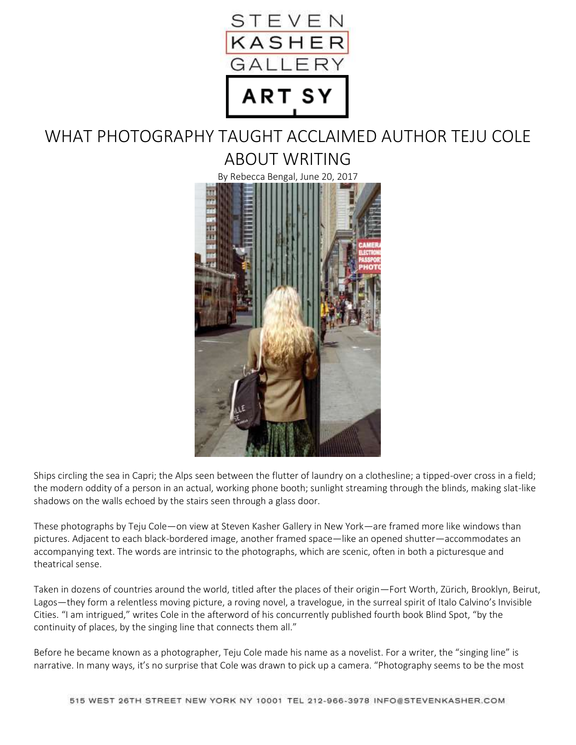# WHAT PHOTOGRAPHY TAUGHT ACCLAIMED AUTHOR TEJU COLE ABOUT WRITING

By Rebecca Bengal, June 20, 2017

Ships circling the sea in Capri; the Alps seen between the flutter of laundry on a clothesline; a tipped-over cross in a field; the modern oddity of a person in an actual, working phone booth; sunlight streaming through the blinds, making slat-like shadows on the walls echoed by the stairs seen through a glass door.

These photographs by Teju Cole—on view at Steven Kasher Gallery in New York—are framed more like windows than pictures. Adjacent to each black-bordered image, another framed space—like an opened shutter—accommodates an accompanying text. The words are intrinsic to the photographs, which are scenic, often in both a picturesque and theatrical sense.

Taken in dozens of countries around the world, titled after the places of their origin—Fort Worth, Zürich, Brooklyn, Beirut, Lagos—they form a relentless moving picture, a roving novel, a travelogue, in the surreal spirit of Italo Calvino's Invisible Cities. "I am intrigued," writes Cole in the afterword of his concurrently published fourth book Blind Spot, "by the continuity of places, by the singing line that connects them all."

Before he became known as a photographer, Teju Cole made his name as a novelist. For a writer, the "singing line" is narrative. In many ways, it's no surprise that Cole was drawn to pick up a camera. "Photography seems to be the most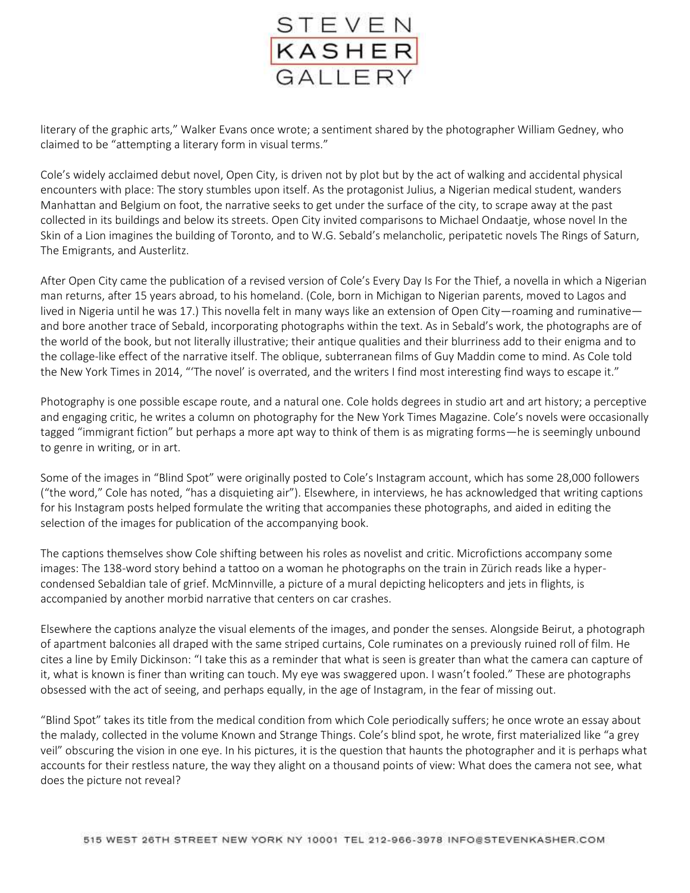literary of the graphic arts," Walker Evans once wrote; a sentiment shared by the photographer William Gedney, who claimed to be "attempting a literary form in visual terms."

Cole's widely acclaimed debut novel, Open City, is driven not by plot but by the act of walking and accidental physical encounters with place: The story stumbles upon itself. As the protagonist Julius, a Nigerian medical student, wanders Manhattan and Belgium on foot, the narrative seeks to get under the surface of the city, to scrape away at the past collected in its buildings and below its streets. Open City invited comparisons to Michael Ondaatje, whose novel In the Skin of a Lion imagines the building of Toronto, and to W.G. Sebald's melancholic, peripatetic novels The Rings of Saturn, The Emigrants, and Austerlitz.

After Open City came the publication of a revised version of Cole's Every Day Is For the Thief, a novella in which a Nigerian man returns, after 15 years abroad, to his homeland. (Cole, born in Michigan to Nigerian parents, moved to Lagos and lived in Nigeria until he was 17.) This novella felt in many ways like an extension of Open City—roaming and ruminative—and bore another trace of Sebald, incorporating photographs within the text. As in Sebald's work, the photographs are of the world of the book, but not literally illustrative; their antique qualities and their blurriness add to their enigma and to the collage-like effect of the narrative itself. The oblique, subterranean films of Guy Maddin come to mind. As Cole told the New York Times in 2014, "'The novel' is overrated, and the writers I find most interesting find ways to escape it."

Photography is one possible escape route, and a natural one. Cole holds degrees in studio art and art history; a perceptive and engaging critic, he writes a column on photography for the New York Times Magazine. Cole's novels were occasionally tagged "immigrant fiction" but perhaps a more apt way to think of them is as migrating forms—he is seemingly unbound to genre in writing, or in art.

Some of the images in "Blind Spot" were originally posted to Cole's Instagram account, which has some 28,000 followers ("the word," Cole has noted, "has a disquieting air"). Elsewhere, in interviews, he has acknowledged that writing captions for his Instagram posts helped formulate the writing that accompanies these photographs, and aided in editing the selection of the images for publication of the accompanying book.

The captions themselves show Cole shifting between his roles as novelist and critic. Microfictions accompany some images: The 138-word story behind a tattoo on a woman he photographs on the train in Zürich reads like a hyper-condensed Sebaldian tale of grief. McMinnville, a picture of a mural depicting helicopters and jets in flights, is accompanied by another morbid narrative that centers on car crashes.

Elsewhere the captions analyze the visual elements of the images, and ponder the senses. Alongside Beirut, a photograph of apartment balconies all draped with the same striped curtains, Cole ruminates on a previously ruined roll of film. He cites a line by Emily Dickinson: "I take this as a reminder that what is seen is greater than what the camera can capture of it, what is known is finer than writing can touch. My eye was swaggered upon. I wasn't fooled." These are photographs obsessed with the act of seeing, and perhaps equally, in the age of Instagram, in the fear of missing out.

"Blind Spot" takes its title from the medical condition from which Cole periodically suffers; he once wrote an essay about the malady, collected in the volume Known and Strange Things. Cole's blind spot, he wrote, first materialized like "a grey veil" obscuring the vision in one eye. In his pictures, it is the question that haunts the photographer and it is perhaps what accounts for their restless nature, the way they alight on a thousand points of view: What does the camera not see, what does the picture not reveal?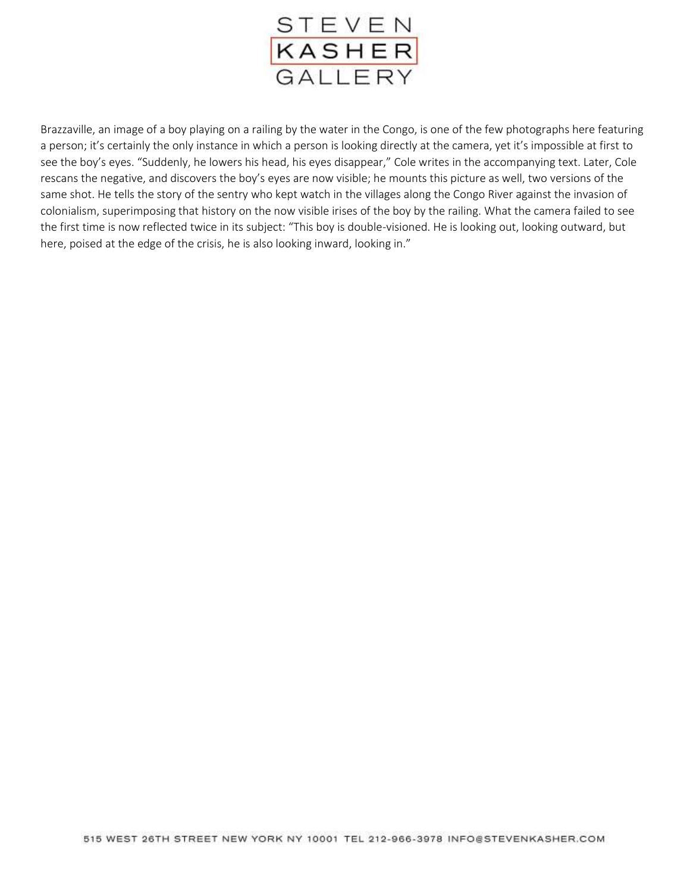Brazzaville, an image of a boy playing on a railing by the water in the Congo, is one of the few photographs here featuring a person; it's certainly the only instance in which a person is looking directly at the camera, yet it's impossible at first to see the boy's eyes. "Suddenly, he lowers his head, his eyes disappear," Cole writes in the accompanying text. Later, Cole rescans the negative, and discovers the boy's eyes are now visible; he mounts this picture as well, two versions of the same shot. He tells the story of the sentry who kept watch in the villages along the Congo River against the invasion of colonialism, superimposing that history on the now visible irises of the boy by the railing. What the camera failed to see the first time is now reflected twice in its subject: "This boy is double-visioned. He is looking out, looking outward, but here, poised at the edge of the crisis, he is also looking inward, looking in."